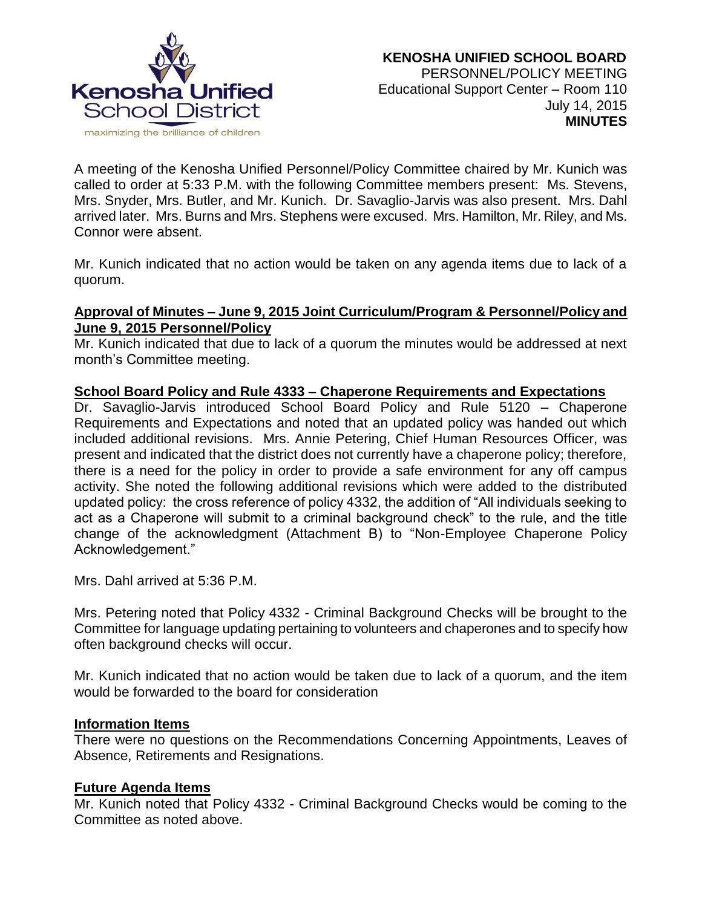**KENOSHA UNIFIED SCHOOL BOARD**
PERSONNEL/POLICY MEETING
Educational Support Center – Room 110
July 14, 2015
**MINUTES**

A meeting of the Kenosha Unified Personnel/Policy Committee chaired by Mr. Kunich was called to order at 5:33 P.M. with the following Committee members present: Ms. Stevens, Mrs. Snyder, Mrs. Butler, and Mr. Kunich. Dr. Savaglio-Jarvis was also present. Mrs. Dahl arrived later. Mrs. Burns and Mrs. Stephens were excused. Mrs. Hamilton, Mr. Riley, and Ms. Connor were absent.

Mr. Kunich indicated that no action would be taken on any agenda items due to lack of a quorum.

**Approval of Minutes – June 9, 2015 Joint Curriculum/Program & Personnel/Policy and June 9, 2015 Personnel/Policy**

Mr. Kunich indicated that due to lack of a quorum the minutes would be addressed at next month's Committee meeting.

**School Board Policy and Rule 4333 – Chaperone Requirements and Expectations**

Dr. Savaglio-Jarvis introduced School Board Policy and Rule 5120 – Chaperone Requirements and Expectations and noted that an updated policy was handed out which included additional revisions. Mrs. Annie Petering, Chief Human Resources Officer, was present and indicated that the district does not currently have a chaperone policy; therefore, there is a need for the policy in order to provide a safe environment for any off campus activity. She noted the following additional revisions which were added to the distributed updated policy: the cross reference of policy 4332, the addition of "All individuals seeking to act as a Chaperone will submit to a criminal background check" to the rule, and the title change of the acknowledgment (Attachment B) to "Non-Employee Chaperone Policy Acknowledgement."

Mrs. Dahl arrived at 5:36 P.M.

Mrs. Petering noted that Policy 4332 - Criminal Background Checks will be brought to the Committee for language updating pertaining to volunteers and chaperones and to specify how often background checks will occur.

Mr. Kunich indicated that no action would be taken due to lack of a quorum, and the item would be forwarded to the board for consideration

**Information Items**

There were no questions on the Recommendations Concerning Appointments, Leaves of Absence, Retirements and Resignations.

**Future Agenda Items**

Mr. Kunich noted that Policy 4332 - Criminal Background Checks would be coming to the Committee as noted above.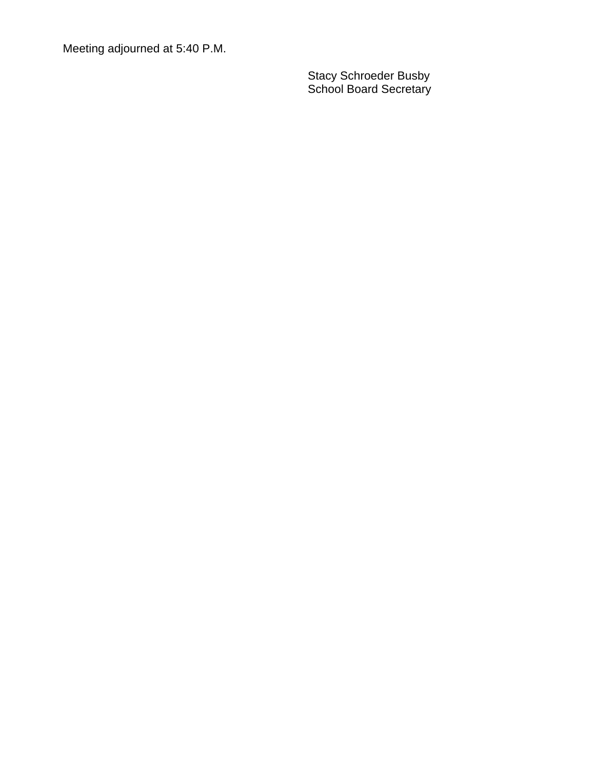Meeting adjourned at 5:40 P.M.

Stacy Schroeder Busby
School Board Secretary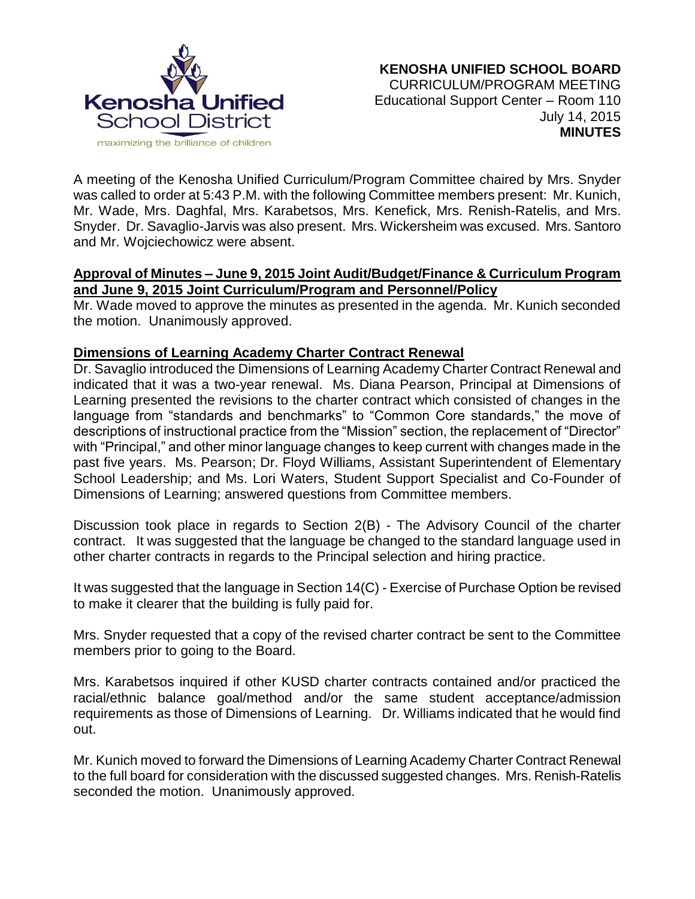**KENOSHA UNIFIED SCHOOL BOARD**
CURRICULUM/PROGRAM MEETING
Educational Support Center – Room 110
July 14, 2015
**MINUTES**

A meeting of the Kenosha Unified Curriculum/Program Committee chaired by Mrs. Snyder was called to order at 5:43 P.M. with the following Committee members present: Mr. Kunich, Mr. Wade, Mrs. Daghfal, Mrs. Karabetsos, Mrs. Kenefick, Mrs. Renish-Ratelis, and Mrs. Snyder. Dr. Savaglio-Jarvis was also present. Mrs. Wickersheim was excused. Mrs. Santoro and Mr. Wojciechowicz were absent.

**Approval of Minutes – June 9, 2015 Joint Audit/Budget/Finance & Curriculum Program and June 9, 2015 Joint Curriculum/Program and Personnel/Policy**

Mr. Wade moved to approve the minutes as presented in the agenda. Mr. Kunich seconded the motion. Unanimously approved.

**Dimensions of Learning Academy Charter Contract Renewal**

Dr. Savaglio introduced the Dimensions of Learning Academy Charter Contract Renewal and indicated that it was a two-year renewal. Ms. Diana Pearson, Principal at Dimensions of Learning presented the revisions to the charter contract which consisted of changes in the language from "standards and benchmarks" to "Common Core standards," the move of descriptions of instructional practice from the "Mission" section, the replacement of "Director" with "Principal," and other minor language changes to keep current with changes made in the past five years. Ms. Pearson; Dr. Floyd Williams, Assistant Superintendent of Elementary School Leadership; and Ms. Lori Waters, Student Support Specialist and Co-Founder of Dimensions of Learning; answered questions from Committee members.

Discussion took place in regards to Section 2(B) - The Advisory Council of the charter contract. It was suggested that the language be changed to the standard language used in other charter contracts in regards to the Principal selection and hiring practice.

It was suggested that the language in Section 14(C) - Exercise of Purchase Option be revised to make it clearer that the building is fully paid for.

Mrs. Snyder requested that a copy of the revised charter contract be sent to the Committee members prior to going to the Board.

Mrs. Karabetsos inquired if other KUSD charter contracts contained and/or practiced the racial/ethnic balance goal/method and/or the same student acceptance/admission requirements as those of Dimensions of Learning. Dr. Williams indicated that he would find out.

Mr. Kunich moved to forward the Dimensions of Learning Academy Charter Contract Renewal to the full board for consideration with the discussed suggested changes. Mrs. Renish-Ratelis seconded the motion. Unanimously approved.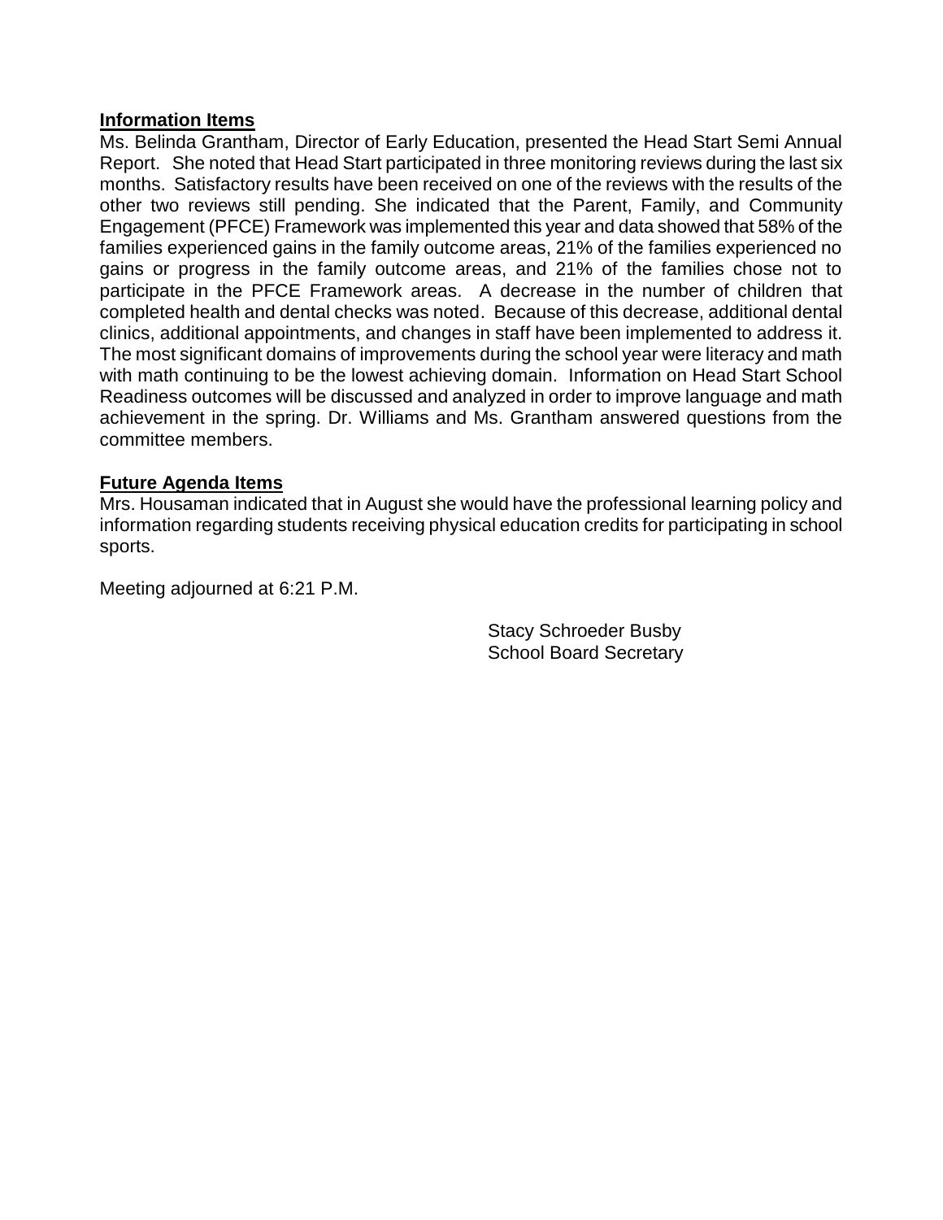**Information Items**

Ms. Belinda Grantham, Director of Early Education, presented the Head Start Semi Annual Report. She noted that Head Start participated in three monitoring reviews during the last six months. Satisfactory results have been received on one of the reviews with the results of the other two reviews still pending. She indicated that the Parent, Family, and Community Engagement (PFCE) Framework was implemented this year and data showed that 58% of the families experienced gains in the family outcome areas, 21% of the families experienced no gains or progress in the family outcome areas, and 21% of the families chose not to participate in the PFCE Framework areas. A decrease in the number of children that completed health and dental checks was noted. Because of this decrease, additional dental clinics, additional appointments, and changes in staff have been implemented to address it. The most significant domains of improvements during the school year were literacy and math with math continuing to be the lowest achieving domain. Information on Head Start School Readiness outcomes will be discussed and analyzed in order to improve language and math achievement in the spring. Dr. Williams and Ms. Grantham answered questions from the committee members.

**Future Agenda Items**

Mrs. Housaman indicated that in August she would have the professional learning policy and information regarding students receiving physical education credits for participating in school sports.

Meeting adjourned at 6:21 P.M.

Stacy Schroeder Busby
School Board Secretary